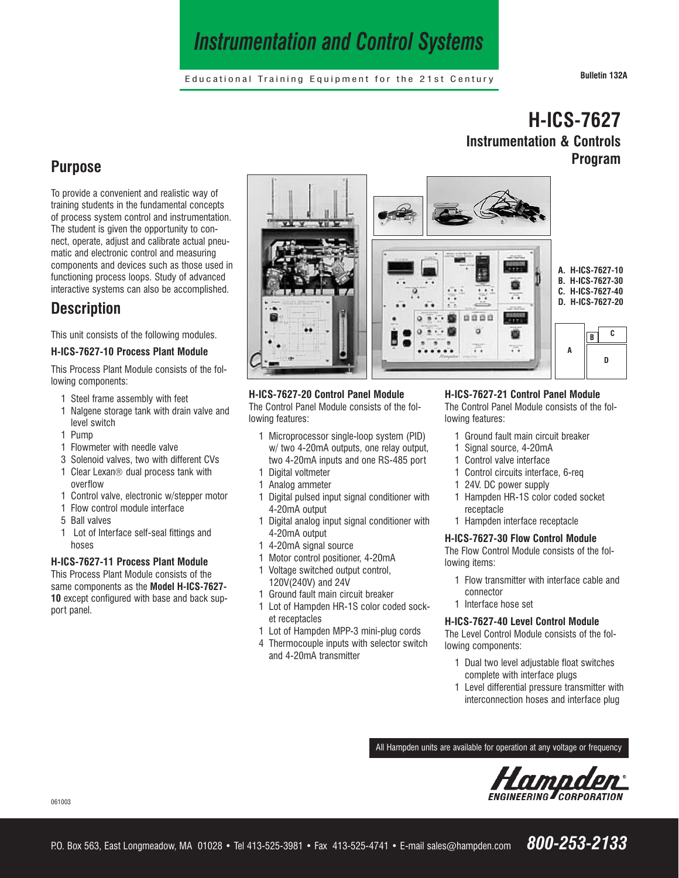# Instrumentation and Control Systems

Educational Training Equipment for the 21st Century

Bulletin 132A

# H-ICS-7627
## Instrumentation & Controls Program

## Purpose

To provide a convenient and realistic way of training students in the fundamental concepts of process system control and instrumentation. The student is given the opportunity to connect, operate, adjust and calibrate actual pneumatic and electronic control and measuring components and devices such as those used in functioning process loops. Study of advanced interactive systems can also be accomplished.

## Description

This unit consists of the following modules.

A. H-ICS-7627-10
B. H-ICS-7627-30
C. H-ICS-7627-40
D. H-ICS-7627-20

### H-ICS-7627-10 Process Plant Module

This Process Plant Module consists of the following components:

- 1 Steel frame assembly with feet
- 1 Nalgene storage tank with drain valve and level switch
- 1 Pump
- 1 Flowmeter with needle valve
- 3 Solenoid valves, two with different CVs
- 1 Clear Lexan® dual process tank with overflow
- 1 Control valve, electronic w/stepper motor
- 1 Flow control module interface
- 5 Ball valves
- 1 Lot of Interface self-seal fittings and hoses

### H-ICS-7627-11 Process Plant Module

This Process Plant Module consists of the same components as the **Model H-ICS-7627-10** except configured with base and back support panel.

### H-ICS-7627-20 Control Panel Module

The Control Panel Module consists of the following features:

- 1 Microprocessor single-loop system (PID) w/ two 4-20mA outputs, one relay output, two 4-20mA inputs and one RS-485 port
- 1 Digital voltmeter
- 1 Analog ammeter
- 1 Digital pulsed input signal conditioner with 4-20mA output
- 1 Digital analog input signal conditioner with 4-20mA output
- 1 4-20mA signal source
- 1 Motor control positioner, 4-20mA
- 1 Voltage switched output control, 120V(240V) and 24V
- 1 Ground fault main circuit breaker
- 1 Lot of Hampden HR-1S color coded socket receptacles
- 1 Lot of Hampden MPP-3 mini-plug cords
- 4 Thermocouple inputs with selector switch and 4-20mA transmitter

### H-ICS-7627-21 Control Panel Module

The Control Panel Module consists of the following features:

- 1 Ground fault main circuit breaker
- 1 Signal source, 4-20mA
- 1 Control valve interface
- 1 Control circuits interface, 6-req
- 1 24V. DC power supply
- 1 Hampden HR-1S color coded socket receptacle
- 1 Hampden interface receptacle

### H-ICS-7627-30 Flow Control Module

The Flow Control Module consists of the following items:

- 1 Flow transmitter with interface cable and connector
- 1 Interface hose set

### H-ICS-7627-40 Level Control Module

The Level Control Module consists of the following components:

- 1 Dual two level adjustable float switches complete with interface plugs
- 1 Level differential pressure transmitter with interconnection hoses and interface plug

All Hampden units are available for operation at any voltage or frequency

Hampden ENGINEERING CORPORATION

061003

P.O. Box 563, East Longmeadow, MA 01028 • Tel 413-525-3981 • Fax 413-525-4741 • E-mail sales@hampden.com **800-253-2133**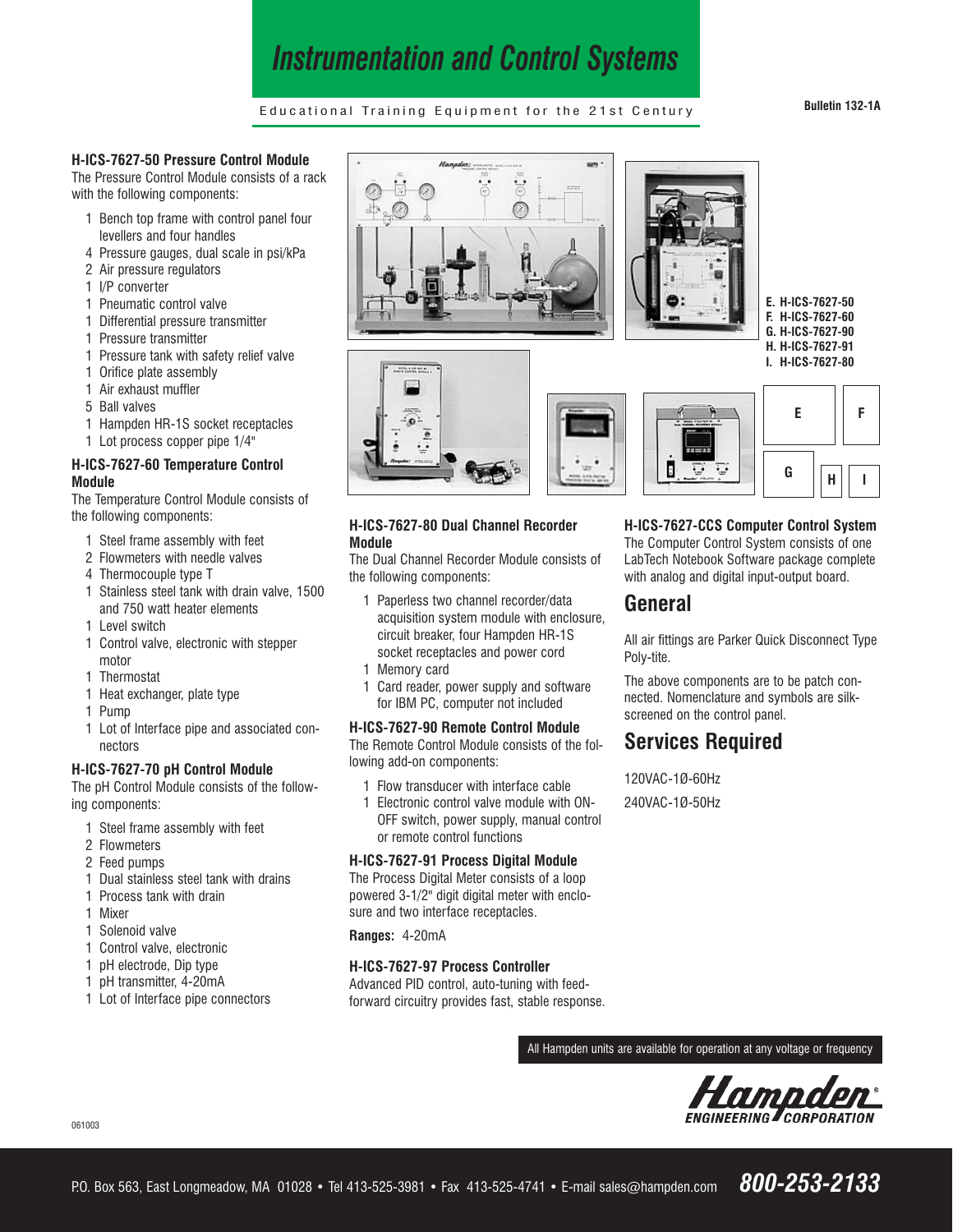# Instrumentation and Control Systems

Educational Training Equipment for the 21st Century

**Bulletin 132-1A**

### H-ICS-7627-50 Pressure Control Module

The Pressure Control Module consists of a rack with the following components:

- 1 Bench top frame with control panel four levellers and four handles
- 4 Pressure gauges, dual scale in psi/kPa
- 2 Air pressure regulators
- 1 I/P converter
- 1 Pneumatic control valve
- 1 Differential pressure transmitter
- 1 Pressure transmitter
- 1 Pressure tank with safety relief valve
- 1 Orifice plate assembly
- 1 Air exhaust muffler
- 5 Ball valves
- 1 Hampden HR-1S socket receptacles
- 1 Lot process copper pipe 1/4"

### H-ICS-7627-60 Temperature Control Module

The Temperature Control Module consists of the following components:

- 1 Steel frame assembly with feet
- 2 Flowmeters with needle valves
- 4 Thermocouple type T
- 1 Stainless steel tank with drain valve, 1500 and 750 watt heater elements
- 1 Level switch
- 1 Control valve, electronic with stepper motor
- 1 Thermostat
- 1 Heat exchanger, plate type
- 1 Pump
- 1 Lot of Interface pipe and associated connectors

### H-ICS-7627-70 pH Control Module

The pH Control Module consists of the following components:

- 1 Steel frame assembly with feet
- 2 Flowmeters
- 2 Feed pumps
- 1 Dual stainless steel tank with drains
- 1 Process tank with drain
- 1 Mixer
- 1 Solenoid valve
- 1 Control valve, electronic
- 1 pH electrode, Dip type
- 1 pH transmitter, 4-20mA
- 1 Lot of Interface pipe connectors

E. H-ICS-7627-50
F. H-ICS-7627-60
G. H-ICS-7627-90
H. H-ICS-7627-91
I. H-ICS-7627-80

E F G H I

### H-ICS-7627-80 Dual Channel Recorder Module

The Dual Channel Recorder Module consists of the following components:

- 1 Paperless two channel recorder/data acquisition system module with enclosure, circuit breaker, four Hampden HR-1S socket receptacles and power cord
- 1 Memory card
- 1 Card reader, power supply and software for IBM PC, computer not included

### H-ICS-7627-90 Remote Control Module

The Remote Control Module consists of the following add-on components:

- 1 Flow transducer with interface cable
- 1 Electronic control valve module with ON-OFF switch, power supply, manual control or remote control functions

### H-ICS-7627-91 Process Digital Module

The Process Digital Meter consists of a loop powered 3-1/2" digit digital meter with enclosure and two interface receptacles.

**Ranges:** 4-20mA

### H-ICS-7627-97 Process Controller

Advanced PID control, auto-tuning with feed-forward circuitry provides fast, stable response.

### H-ICS-7627-CCS Computer Control System

The Computer Control System consists of one LabTech Notebook Software package complete with analog and digital input-output board.

## General

All air fittings are Parker Quick Disconnect Type Poly-tite.

The above components are to be patch connected. Nomenclature and symbols are silk-screened on the control panel.

## Services Required

120VAC-1Ø-60Hz

240VAC-1Ø-50Hz

All Hampden units are available for operation at any voltage or frequency

Hampden ENGINEERING CORPORATION

061003

P.O. Box 563, East Longmeadow, MA 01028 • Tel 413-525-3981 • Fax 413-525-4741 • E-mail sales@hampden.com **800-253-2133**